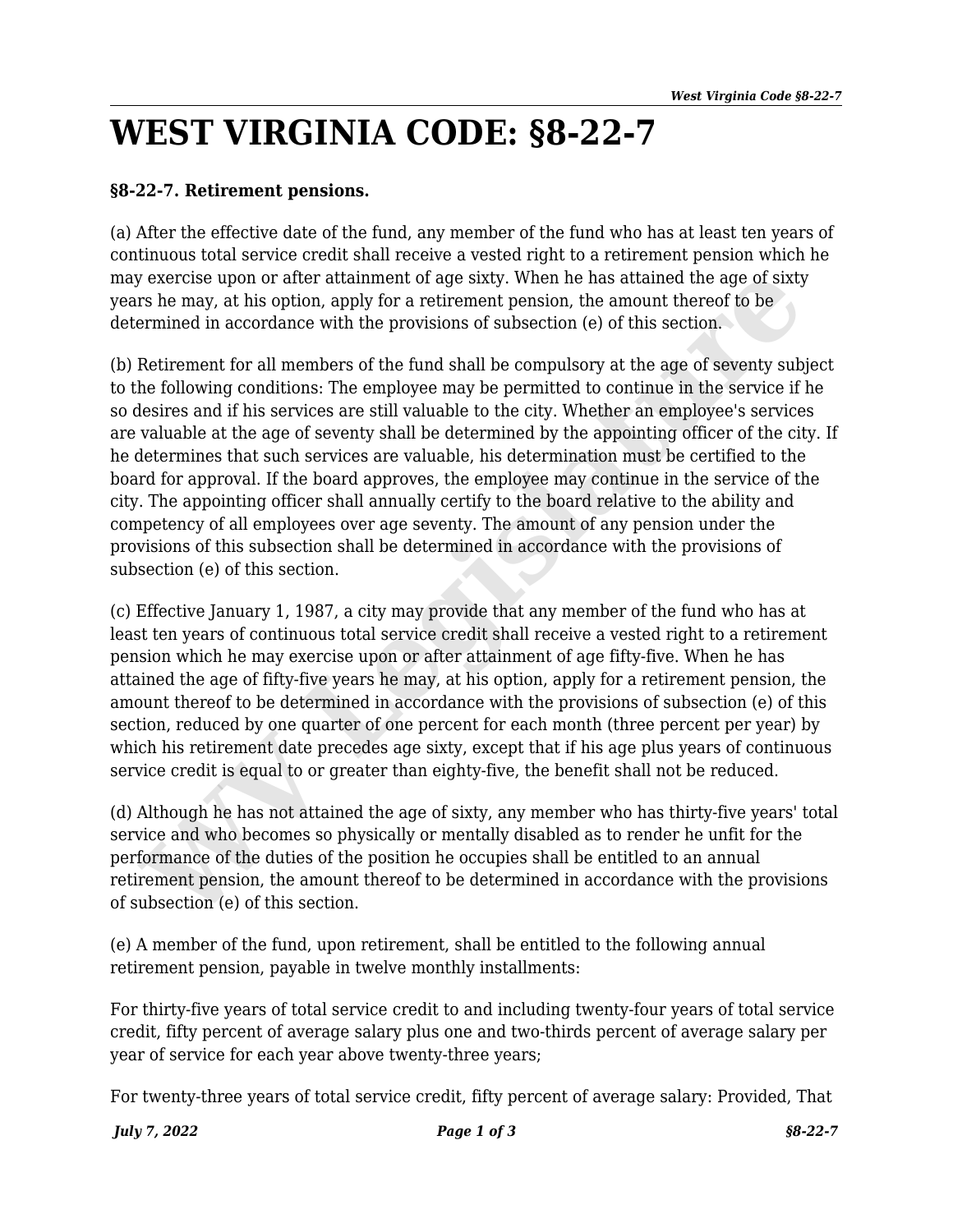# WEST VIRGINIA CODE: §8-22-7

**§8-22-7. Retirement pensions.**

(a) After the effective date of the fund, any member of the fund who has at least ten years of continuous total service credit shall receive a vested right to a retirement pension which he may exercise upon or after attainment of age sixty. When he has attained the age of sixty years he may, at his option, apply for a retirement pension, the amount thereof to be determined in accordance with the provisions of subsection (e) of this section.

(b) Retirement for all members of the fund shall be compulsory at the age of seventy subject to the following conditions: The employee may be permitted to continue in the service if he so desires and if his services are still valuable to the city. Whether an employee's services are valuable at the age of seventy shall be determined by the appointing officer of the city. If he determines that such services are valuable, his determination must be certified to the board for approval. If the board approves, the employee may continue in the service of the city. The appointing officer shall annually certify to the board relative to the ability and competency of all employees over age seventy. The amount of any pension under the provisions of this subsection shall be determined in accordance with the provisions of subsection (e) of this section.

(c) Effective January 1, 1987, a city may provide that any member of the fund who has at least ten years of continuous total service credit shall receive a vested right to a retirement pension which he may exercise upon or after attainment of age fifty-five. When he has attained the age of fifty-five years he may, at his option, apply for a retirement pension, the amount thereof to be determined in accordance with the provisions of subsection (e) of this section, reduced by one quarter of one percent for each month (three percent per year) by which his retirement date precedes age sixty, except that if his age plus years of continuous service credit is equal to or greater than eighty-five, the benefit shall not be reduced.

(d) Although he has not attained the age of sixty, any member who has thirty-five years' total service and who becomes so physically or mentally disabled as to render he unfit for the performance of the duties of the position he occupies shall be entitled to an annual retirement pension, the amount thereof to be determined in accordance with the provisions of subsection (e) of this section.

(e) A member of the fund, upon retirement, shall be entitled to the following annual retirement pension, payable in twelve monthly installments:

For thirty-five years of total service credit to and including twenty-four years of total service credit, fifty percent of average salary plus one and two-thirds percent of average salary per year of service for each year above twenty-three years;

For twenty-three years of total service credit, fifty percent of average salary: Provided, That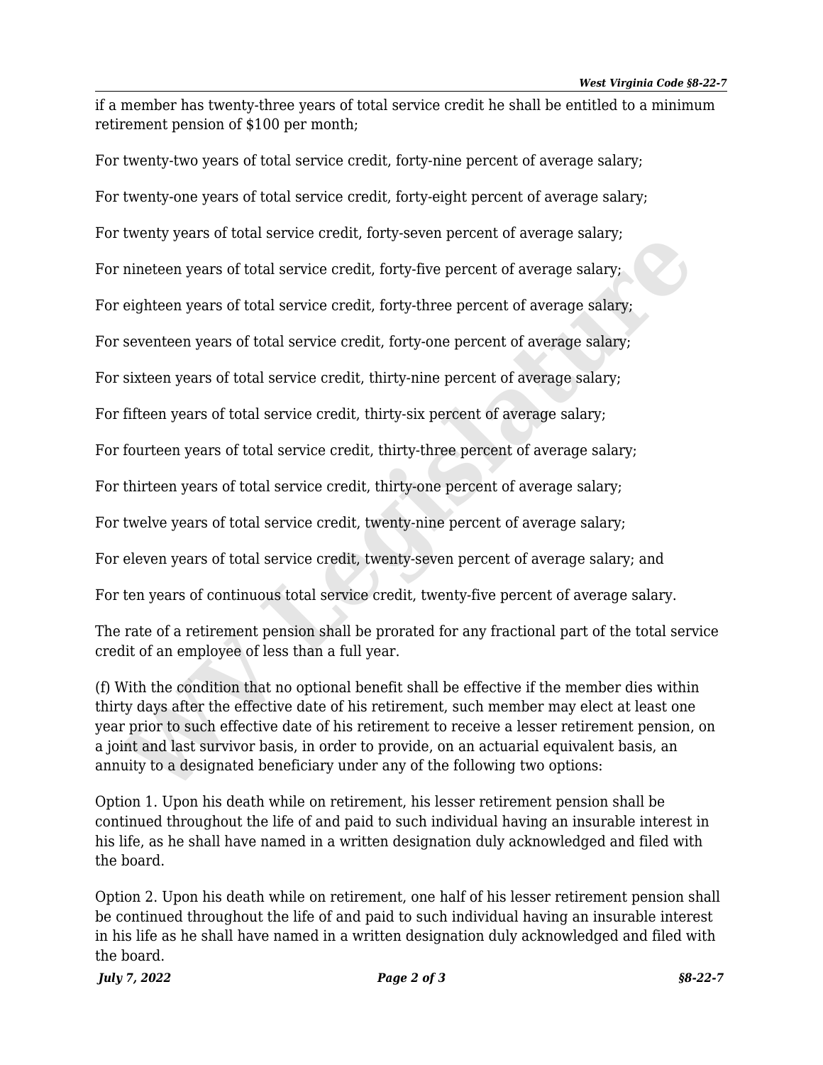if a member has twenty-three years of total service credit he shall be entitled to a minimum retirement pension of $100 per month;

For twenty-two years of total service credit, forty-nine percent of average salary;

For twenty-one years of total service credit, forty-eight percent of average salary;

For twenty years of total service credit, forty-seven percent of average salary;

For nineteen years of total service credit, forty-five percent of average salary;

For eighteen years of total service credit, forty-three percent of average salary;

For seventeen years of total service credit, forty-one percent of average salary;

For sixteen years of total service credit, thirty-nine percent of average salary;

For fifteen years of total service credit, thirty-six percent of average salary;

For fourteen years of total service credit, thirty-three percent of average salary;

For thirteen years of total service credit, thirty-one percent of average salary;

For twelve years of total service credit, twenty-nine percent of average salary;

For eleven years of total service credit, twenty-seven percent of average salary; and

For ten years of continuous total service credit, twenty-five percent of average salary.

The rate of a retirement pension shall be prorated for any fractional part of the total service credit of an employee of less than a full year.

(f) With the condition that no optional benefit shall be effective if the member dies within thirty days after the effective date of his retirement, such member may elect at least one year prior to such effective date of his retirement to receive a lesser retirement pension, on a joint and last survivor basis, in order to provide, on an actuarial equivalent basis, an annuity to a designated beneficiary under any of the following two options:

Option 1. Upon his death while on retirement, his lesser retirement pension shall be continued throughout the life of and paid to such individual having an insurable interest in his life, as he shall have named in a written designation duly acknowledged and filed with the board.

Option 2. Upon his death while on retirement, one half of his lesser retirement pension shall be continued throughout the life of and paid to such individual having an insurable interest in his life as he shall have named in a written designation duly acknowledged and filed with the board.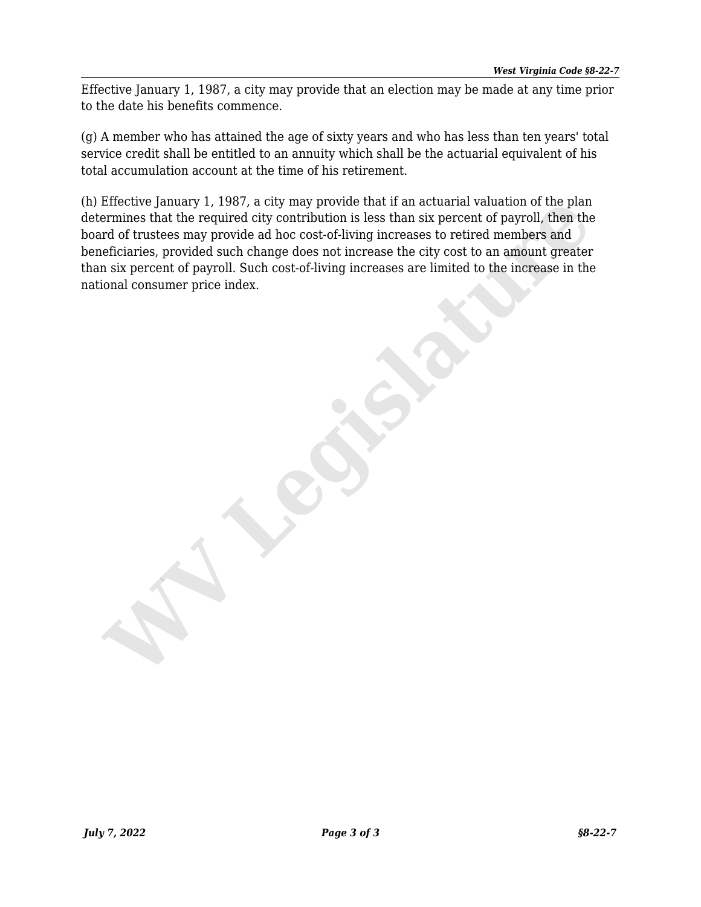Effective January 1, 1987, a city may provide that an election may be made at any time prior to the date his benefits commence.

(g) A member who has attained the age of sixty years and who has less than ten years' total service credit shall be entitled to an annuity which shall be the actuarial equivalent of his total accumulation account at the time of his retirement.

(h) Effective January 1, 1987, a city may provide that if an actuarial valuation of the plan determines that the required city contribution is less than six percent of payroll, then the board of trustees may provide ad hoc cost-of-living increases to retired members and beneficiaries, provided such change does not increase the city cost to an amount greater than six percent of payroll. Such cost-of-living increases are limited to the increase in the national consumer price index.